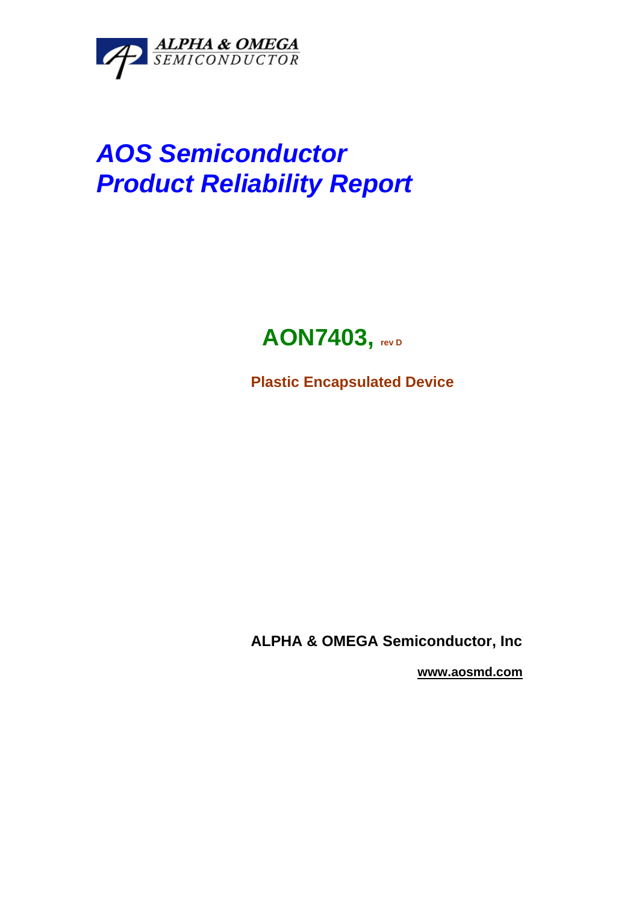ALPHA & OMEGA
SEMICONDUCTOR

# *AOS Semiconductor*
# *Product Reliability Report*

## AON7403, rev D

**Plastic Encapsulated Device**

**ALPHA & OMEGA Semiconductor, Inc**

**www.aosmd.com**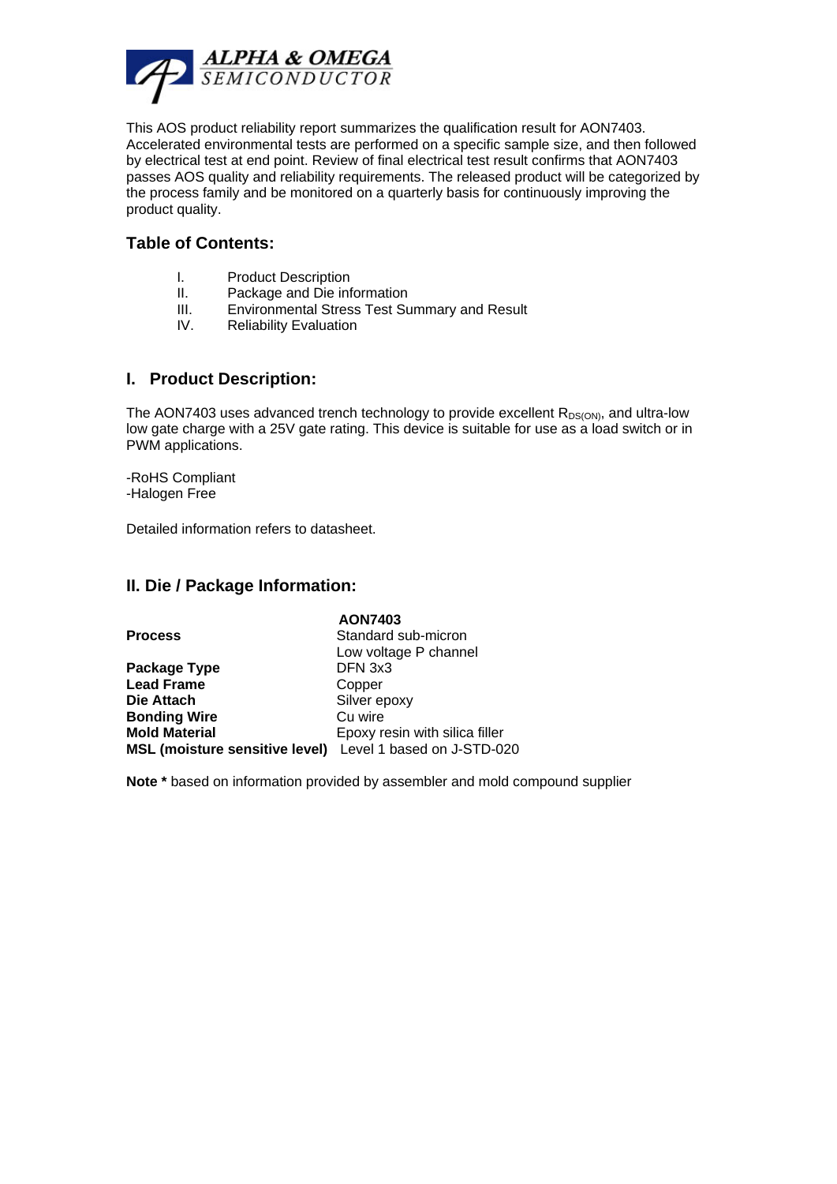**ALPHA & OMEGA**
*SEMICONDUCTOR*

This AOS product reliability report summarizes the qualification result for AON7403. Accelerated environmental tests are performed on a specific sample size, and then followed by electrical test at end point. Review of final electrical test result confirms that AON7403 passes AOS quality and reliability requirements. The released product will be categorized by the process family and be monitored on a quarterly basis for continuously improving the product quality.

## Table of Contents:

I. Product Description
II. Package and Die information
III. Environmental Stress Test Summary and Result
IV. Reliability Evaluation

## I. Product Description:

The AON7403 uses advanced trench technology to provide excellent $R_{DS(ON)}$, and ultra-low low gate charge with a 25V gate rating. This device is suitable for use as a load switch or in PWM applications.

-RoHS Compliant
-Halogen Free

Detailed information refers to datasheet.

## II. Die / Package Information:

| | **AON7403** |
|---|---|
| **Process** | Standard sub-micron<br>Low voltage P channel |
| **Package Type** | DFN 3x3 |
| **Lead Frame** | Copper |
| **Die Attach** | Silver epoxy |
| **Bonding Wire** | Cu wire |
| **Mold Material** | Epoxy resin with silica filler |
| **MSL (moisture sensitive level)** | Level 1 based on J-STD-020 |

**Note *** based on information provided by assembler and mold compound supplier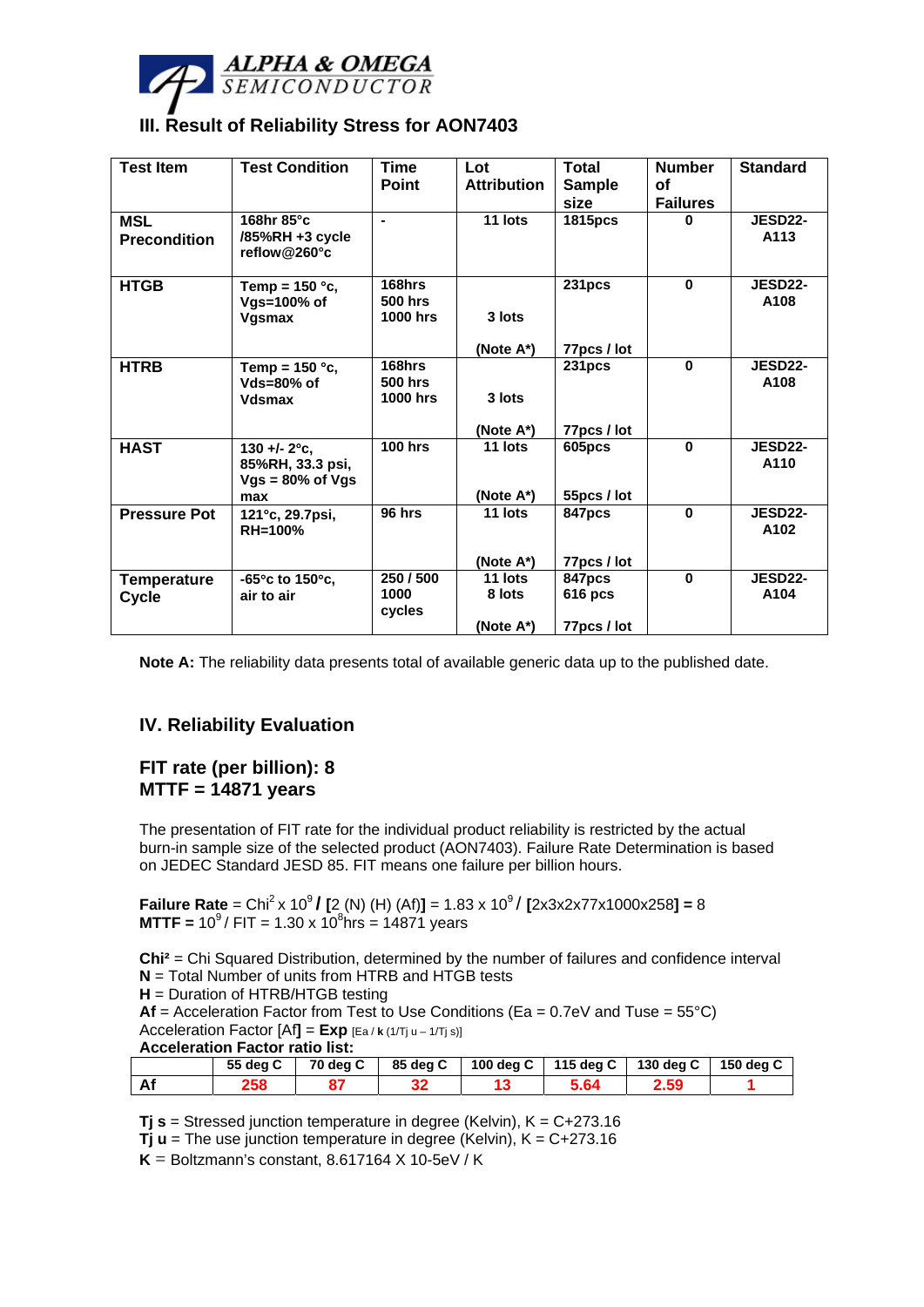## III. Result of Reliability Stress for AON7403

| Test Item | Test Condition | Time Point | Lot Attribution | Total Sample size | Number of Failures | Standard |
|---|---|---|---|---|---|---|
| MSL Precondition | 168hr 85°c /85%RH +3 cycle reflow@260°c | - | 11 lots | 1815pcs | 0 | JESD22-A113 |
| HTGB | Temp = 150 °c, Vgs=100% of Vgsmax | 168hrs 500 hrs 1000 hrs | 3 lots (Note A*) | 231pcs 77pcs / lot | 0 | JESD22-A108 |
| HTRB | Temp = 150 °c, Vds=80% of Vdsmax | 168hrs 500 hrs 1000 hrs | 3 lots (Note A*) | 231pcs 77pcs / lot | 0 | JESD22-A108 |
| HAST | 130 +/- 2°c, 85%RH, 33.3 psi, Vgs = 80% of Vgs max | 100 hrs | 11 lots (Note A*) | 605pcs 55pcs / lot | 0 | JESD22-A110 |
| Pressure Pot | 121°c, 29.7psi, RH=100% | 96 hrs | 11 lots (Note A*) | 847pcs 77pcs / lot | 0 | JESD22-A102 |
| Temperature Cycle | -65°c to 150°c, air to air | 250 / 500 1000 cycles | 11 lots 8 lots (Note A*) | 847pcs 616 pcs 77pcs / lot | 0 | JESD22-A104 |

**Note A:** The reliability data presents total of available generic data up to the published date.

## IV. Reliability Evaluation

### FIT rate (per billion): 8
### MTTF = 14871 years

The presentation of FIT rate for the individual product reliability is restricted by the actual burn-in sample size of the selected product (AON7403). Failure Rate Determination is based on JEDEC Standard JESD 85. FIT means one failure per billion hours.

**Failure Rate** = $Chi^2 \times 10^9$ **/ [**2 (N) (H) (Af)**]** = $1.83 \times 10^9$ / **[**2x3x2x77x1000x258**] =** 8
**MTTF =** $10^9$ / FIT = $1.30 \times 10^8$hrs = 14871 years

**Chi²** = Chi Squared Distribution, determined by the number of failures and confidence interval
**N** = Total Number of units from HTRB and HTGB tests
**H** = Duration of HTRB/HTGB testing
**Af** = Acceleration Factor from Test to Use Conditions (Ea = 0.7eV and Tuse = 55°C)
Acceleration Factor [Af**]** = **Exp** $[E_a / \mathbf{k}\ (1/T_{j\,u} - 1/T_{j\,s})]$
**Acceleration Factor ratio list:**

| | 55 deg C | 70 deg C | 85 deg C | 100 deg C | 115 deg C | 130 deg C | 150 deg C |
|---|---|---|---|---|---|---|---|
| Af | 258 | 87 | 32 | 13 | 5.64 | 2.59 | 1 |

**Tj s** = Stressed junction temperature in degree (Kelvin), K = C+273.16
**Tj u** = The use junction temperature in degree (Kelvin), K = C+273.16
**K** = Boltzmann's constant, 8.617164 X 10-5eV / K